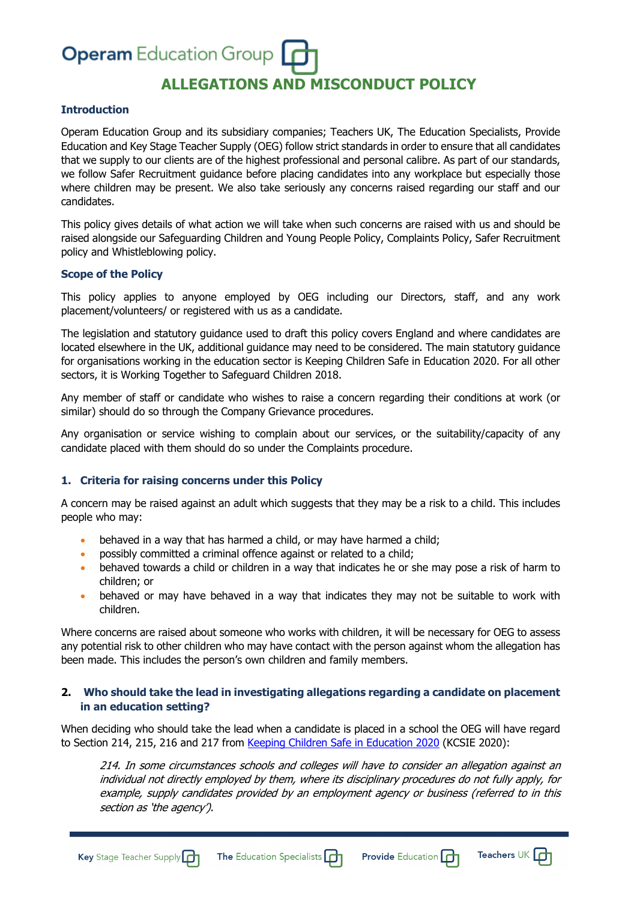# ALLEGATIONS AND MISCONDUCT POLICY

## Introduction

Operam Education Group and its subsidiary companies; Teachers UK, The Education Specialists, Provide Education and Key Stage Teacher Supply (OEG) follow strict standards in order to ensure that all candidates that we supply to our clients are of the highest professional and personal calibre. As part of our standards, we follow Safer Recruitment guidance before placing candidates into any workplace but especially those where children may be present. We also take seriously any concerns raised regarding our staff and our candidates.

This policy gives details of what action we will take when such concerns are raised with us and should be raised alongside our Safeguarding Children and Young People Policy, Complaints Policy, Safer Recruitment policy and Whistleblowing policy.

## Scope of the Policy

This policy applies to anyone employed by OEG including our Directors, staff, and any work placement/volunteers/ or registered with us as a candidate.

The legislation and statutory guidance used to draft this policy covers England and where candidates are located elsewhere in the UK, additional guidance may need to be considered. The main statutory guidance for organisations working in the education sector is Keeping Children Safe in Education 2020. For all other sectors, it is Working Together to Safeguard Children 2018.

Any member of staff or candidate who wishes to raise a concern regarding their conditions at work (or similar) should do so through the Company Grievance procedures.

Any organisation or service wishing to complain about our services, or the suitability/capacity of any candidate placed with them should do so under the Complaints procedure.

## 1. Criteria for raising concerns under this Policy

A concern may be raised against an adult which suggests that they may be a risk to a child. This includes people who may:

- behaved in a way that has harmed a child, or may have harmed a child;
- possibly committed a criminal offence against or related to a child;
- behaved towards a child or children in a way that indicates he or she may pose a risk of harm to children; or
- behaved or may have behaved in a way that indicates they may not be suitable to work with children.

Where concerns are raised about someone who works with children, it will be necessary for OEG to assess any potential risk to other children who may have contact with the person against whom the allegation has been made. This includes the person's own children and family members.

## 2. Who should take the lead in investigating allegations regarding a candidate on placement in an education setting?

When deciding who should take the lead when a candidate is placed in a school the OEG will have regard to Section 214, 215, 216 and 217 from Keeping Children Safe in Education 2020 (KCSIE 2020):

> *214. In some circumstances schools and colleges will have to consider an allegation against an individual not directly employed by them, where its disciplinary procedures do not fully apply, for example, supply candidates provided by an employment agency or business (referred to in this section as 'the agency').*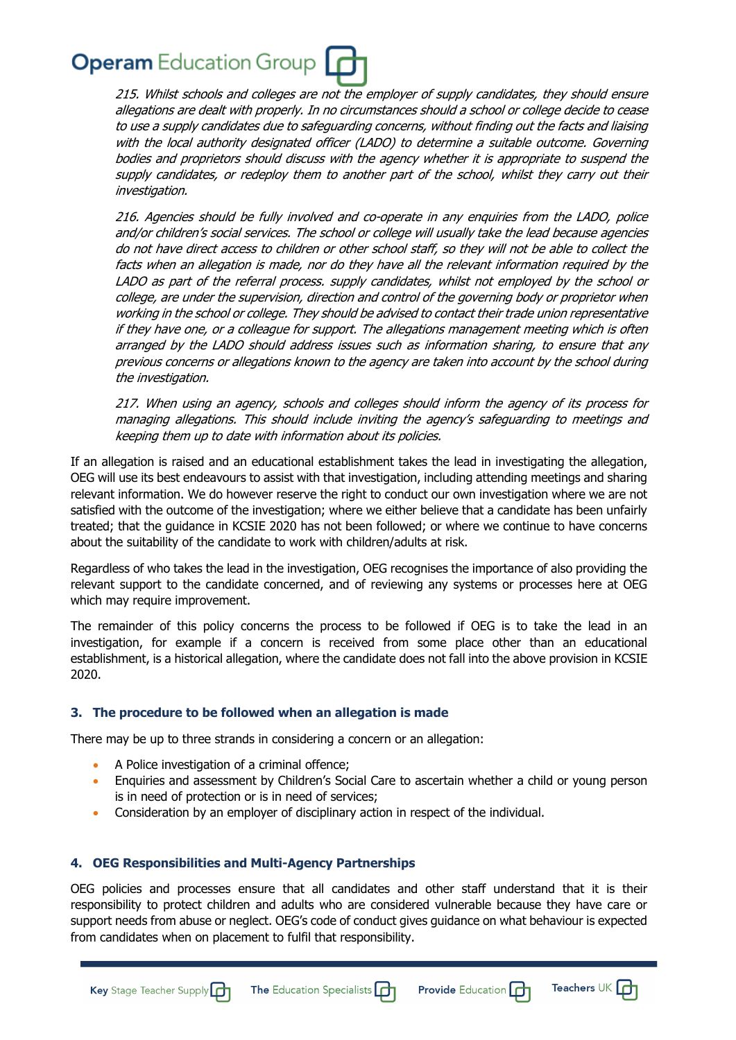*215. Whilst schools and colleges are not the employer of supply candidates, they should ensure allegations are dealt with properly. In no circumstances should a school or college decide to cease to use a supply candidates due to safeguarding concerns, without finding out the facts and liaising with the local authority designated officer (LADO) to determine a suitable outcome. Governing bodies and proprietors should discuss with the agency whether it is appropriate to suspend the supply candidates, or redeploy them to another part of the school, whilst they carry out their investigation.*

*216. Agencies should be fully involved and co-operate in any enquiries from the LADO, police and/or children's social services. The school or college will usually take the lead because agencies do not have direct access to children or other school staff, so they will not be able to collect the facts when an allegation is made, nor do they have all the relevant information required by the LADO as part of the referral process. supply candidates, whilst not employed by the school or college, are under the supervision, direction and control of the governing body or proprietor when working in the school or college. They should be advised to contact their trade union representative if they have one, or a colleague for support. The allegations management meeting which is often arranged by the LADO should address issues such as information sharing, to ensure that any previous concerns or allegations known to the agency are taken into account by the school during the investigation.*

*217. When using an agency, schools and colleges should inform the agency of its process for managing allegations. This should include inviting the agency's safeguarding to meetings and keeping them up to date with information about its policies.*

If an allegation is raised and an educational establishment takes the lead in investigating the allegation, OEG will use its best endeavours to assist with that investigation, including attending meetings and sharing relevant information. We do however reserve the right to conduct our own investigation where we are not satisfied with the outcome of the investigation; where we either believe that a candidate has been unfairly treated; that the guidance in KCSIE 2020 has not been followed; or where we continue to have concerns about the suitability of the candidate to work with children/adults at risk.

Regardless of who takes the lead in the investigation, OEG recognises the importance of also providing the relevant support to the candidate concerned, and of reviewing any systems or processes here at OEG which may require improvement.

The remainder of this policy concerns the process to be followed if OEG is to take the lead in an investigation, for example if a concern is received from some place other than an educational establishment, is a historical allegation, where the candidate does not fall into the above provision in KCSIE 2020.

## 3. The procedure to be followed when an allegation is made

There may be up to three strands in considering a concern or an allegation:

- A Police investigation of a criminal offence;
- Enquiries and assessment by Children's Social Care to ascertain whether a child or young person is in need of protection or is in need of services;
- Consideration by an employer of disciplinary action in respect of the individual.

## 4. OEG Responsibilities and Multi-Agency Partnerships

OEG policies and processes ensure that all candidates and other staff understand that it is their responsibility to protect children and adults who are considered vulnerable because they have care or support needs from abuse or neglect. OEG's code of conduct gives guidance on what behaviour is expected from candidates when on placement to fulfil that responsibility.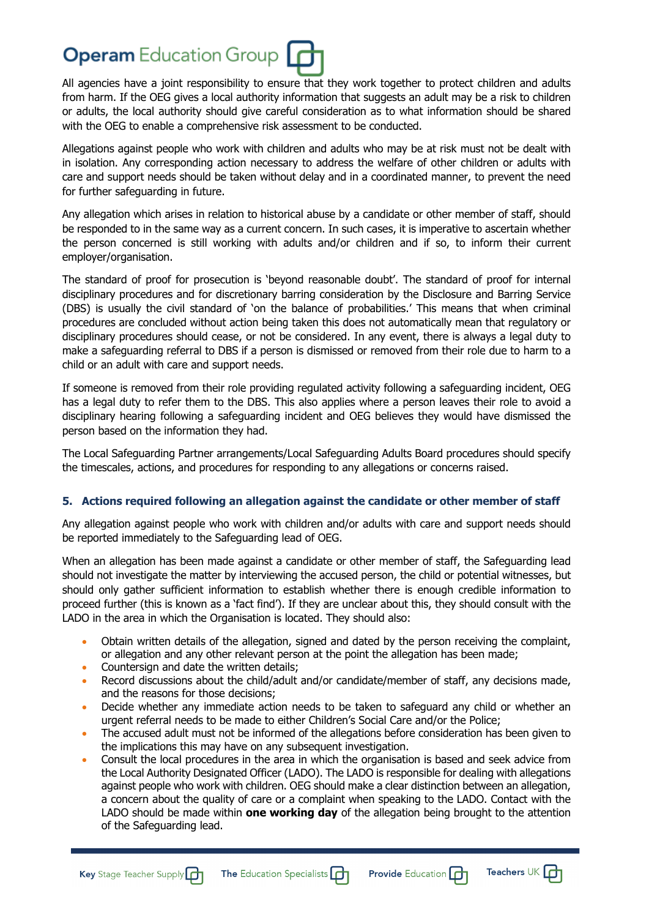All agencies have a joint responsibility to ensure that they work together to protect children and adults from harm. If the OEG gives a local authority information that suggests an adult may be a risk to children or adults, the local authority should give careful consideration as to what information should be shared with the OEG to enable a comprehensive risk assessment to be conducted.

Allegations against people who work with children and adults who may be at risk must not be dealt with in isolation. Any corresponding action necessary to address the welfare of other children or adults with care and support needs should be taken without delay and in a coordinated manner, to prevent the need for further safeguarding in future.

Any allegation which arises in relation to historical abuse by a candidate or other member of staff, should be responded to in the same way as a current concern. In such cases, it is imperative to ascertain whether the person concerned is still working with adults and/or children and if so, to inform their current employer/organisation.

The standard of proof for prosecution is 'beyond reasonable doubt'. The standard of proof for internal disciplinary procedures and for discretionary barring consideration by the Disclosure and Barring Service (DBS) is usually the civil standard of 'on the balance of probabilities.' This means that when criminal procedures are concluded without action being taken this does not automatically mean that regulatory or disciplinary procedures should cease, or not be considered. In any event, there is always a legal duty to make a safeguarding referral to DBS if a person is dismissed or removed from their role due to harm to a child or an adult with care and support needs.

If someone is removed from their role providing regulated activity following a safeguarding incident, OEG has a legal duty to refer them to the DBS. This also applies where a person leaves their role to avoid a disciplinary hearing following a safeguarding incident and OEG believes they would have dismissed the person based on the information they had.

The Local Safeguarding Partner arrangements/Local Safeguarding Adults Board procedures should specify the timescales, actions, and procedures for responding to any allegations or concerns raised.

## 5. Actions required following an allegation against the candidate or other member of staff

Any allegation against people who work with children and/or adults with care and support needs should be reported immediately to the Safeguarding lead of OEG.

When an allegation has been made against a candidate or other member of staff, the Safeguarding lead should not investigate the matter by interviewing the accused person, the child or potential witnesses, but should only gather sufficient information to establish whether there is enough credible information to proceed further (this is known as a 'fact find'). If they are unclear about this, they should consult with the LADO in the area in which the Organisation is located. They should also:

- Obtain written details of the allegation, signed and dated by the person receiving the complaint, or allegation and any other relevant person at the point the allegation has been made;
- Countersign and date the written details;
- Record discussions about the child/adult and/or candidate/member of staff, any decisions made, and the reasons for those decisions;
- Decide whether any immediate action needs to be taken to safeguard any child or whether an urgent referral needs to be made to either Children's Social Care and/or the Police;
- The accused adult must not be informed of the allegations before consideration has been given to the implications this may have on any subsequent investigation.
- Consult the local procedures in the area in which the organisation is based and seek advice from the Local Authority Designated Officer (LADO). The LADO is responsible for dealing with allegations against people who work with children. OEG should make a clear distinction between an allegation, a concern about the quality of care or a complaint when speaking to the LADO. Contact with the LADO should be made within **one working day** of the allegation being brought to the attention of the Safeguarding lead.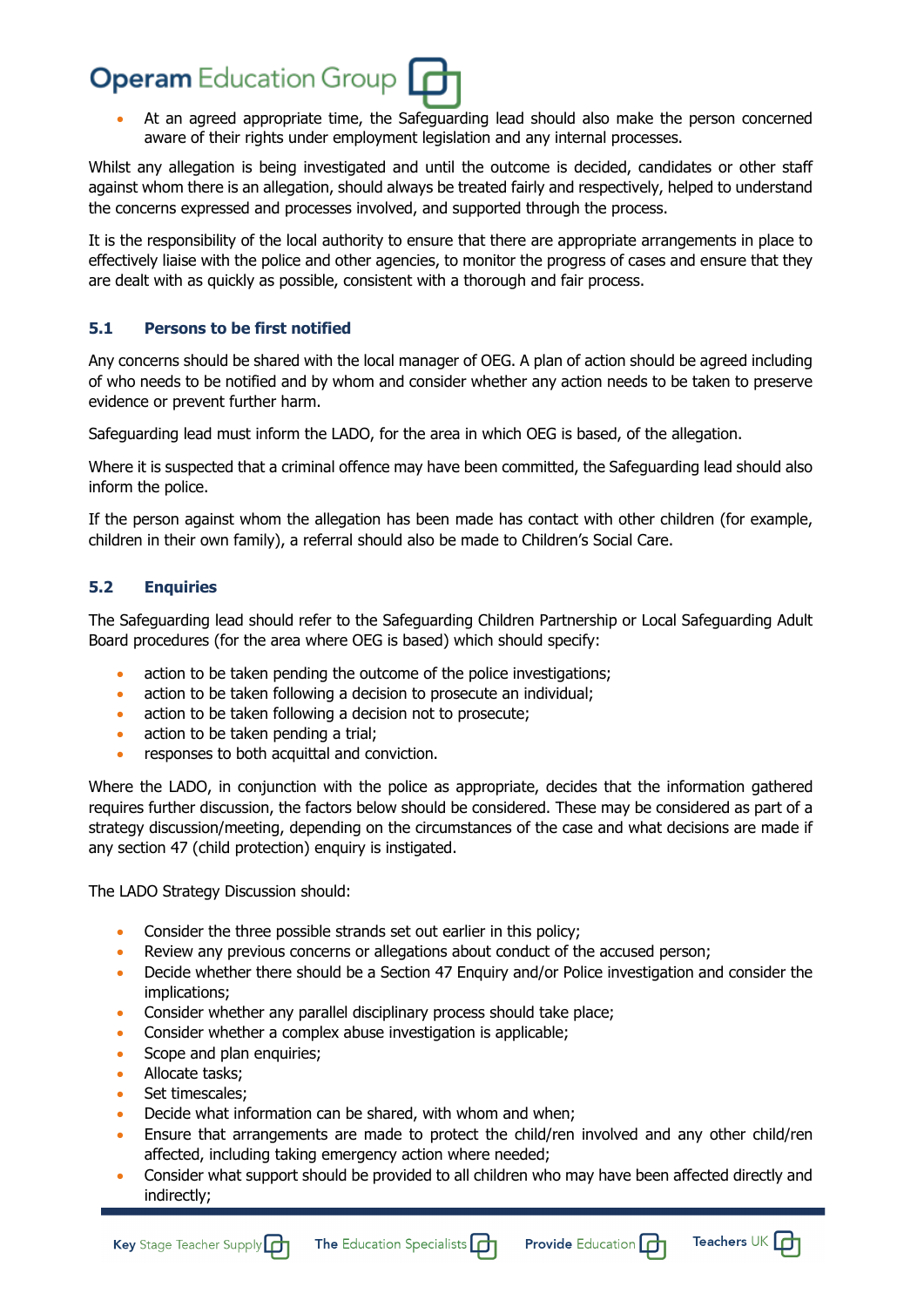- At an agreed appropriate time, the Safeguarding lead should also make the person concerned aware of their rights under employment legislation and any internal processes.

Whilst any allegation is being investigated and until the outcome is decided, candidates or other staff against whom there is an allegation, should always be treated fairly and respectively, helped to understand the concerns expressed and processes involved, and supported through the process.

It is the responsibility of the local authority to ensure that there are appropriate arrangements in place to effectively liaise with the police and other agencies, to monitor the progress of cases and ensure that they are dealt with as quickly as possible, consistent with a thorough and fair process.

### 5.1 Persons to be first notified

Any concerns should be shared with the local manager of OEG. A plan of action should be agreed including of who needs to be notified and by whom and consider whether any action needs to be taken to preserve evidence or prevent further harm.

Safeguarding lead must inform the LADO, for the area in which OEG is based, of the allegation.

Where it is suspected that a criminal offence may have been committed, the Safeguarding lead should also inform the police.

If the person against whom the allegation has been made has contact with other children (for example, children in their own family), a referral should also be made to Children's Social Care.

### 5.2 Enquiries

The Safeguarding lead should refer to the Safeguarding Children Partnership or Local Safeguarding Adult Board procedures (for the area where OEG is based) which should specify:

- action to be taken pending the outcome of the police investigations;
- action to be taken following a decision to prosecute an individual;
- action to be taken following a decision not to prosecute;
- action to be taken pending a trial;
- responses to both acquittal and conviction.

Where the LADO, in conjunction with the police as appropriate, decides that the information gathered requires further discussion, the factors below should be considered. These may be considered as part of a strategy discussion/meeting, depending on the circumstances of the case and what decisions are made if any section 47 (child protection) enquiry is instigated.

The LADO Strategy Discussion should:

- Consider the three possible strands set out earlier in this policy;
- Review any previous concerns or allegations about conduct of the accused person;
- Decide whether there should be a Section 47 Enquiry and/or Police investigation and consider the implications;
- Consider whether any parallel disciplinary process should take place;
- Consider whether a complex abuse investigation is applicable;
- Scope and plan enquiries;
- Allocate tasks;
- Set timescales;
- Decide what information can be shared, with whom and when;
- Ensure that arrangements are made to protect the child/ren involved and any other child/ren affected, including taking emergency action where needed;
- Consider what support should be provided to all children who may have been affected directly and indirectly;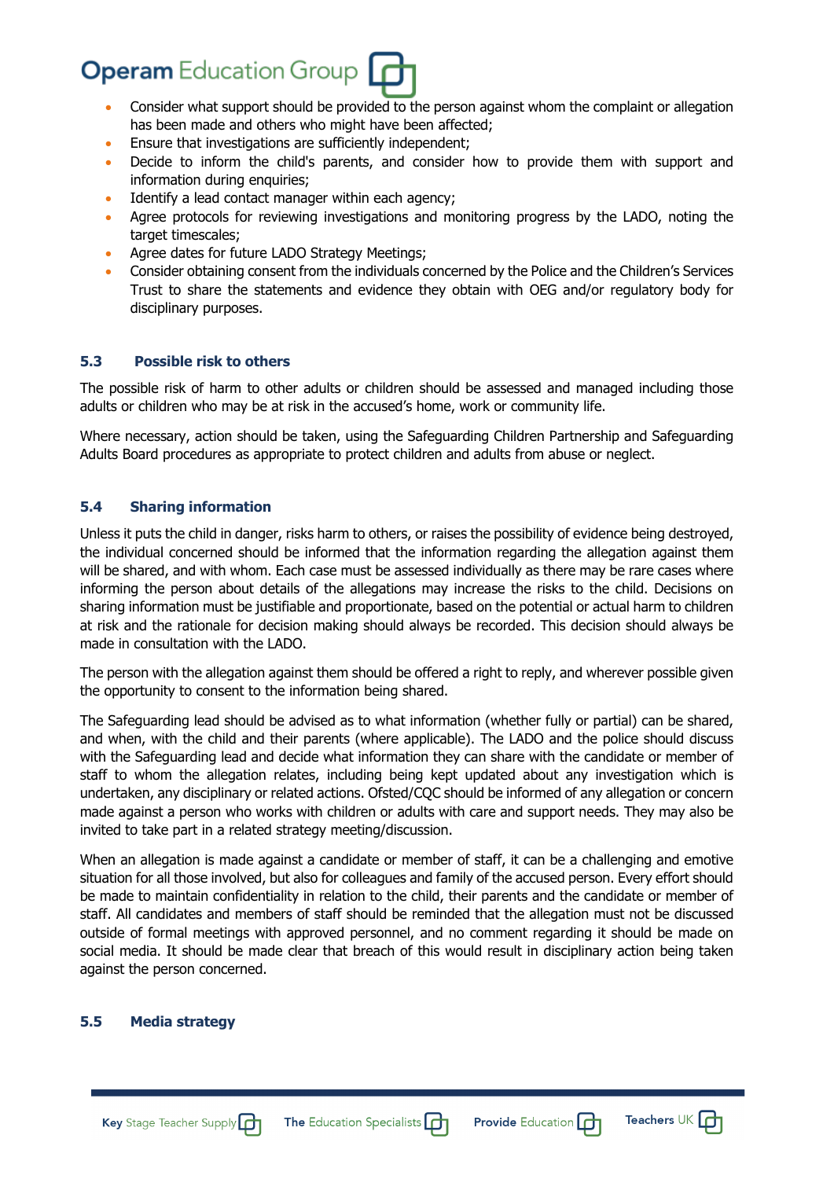- Consider what support should be provided to the person against whom the complaint or allegation has been made and others who might have been affected;
- Ensure that investigations are sufficiently independent;
- Decide to inform the child's parents, and consider how to provide them with support and information during enquiries;
- Identify a lead contact manager within each agency;
- Agree protocols for reviewing investigations and monitoring progress by the LADO, noting the target timescales;
- Agree dates for future LADO Strategy Meetings;
- Consider obtaining consent from the individuals concerned by the Police and the Children's Services Trust to share the statements and evidence they obtain with OEG and/or regulatory body for disciplinary purposes.

### 5.3 Possible risk to others

The possible risk of harm to other adults or children should be assessed and managed including those adults or children who may be at risk in the accused's home, work or community life.

Where necessary, action should be taken, using the Safeguarding Children Partnership and Safeguarding Adults Board procedures as appropriate to protect children and adults from abuse or neglect.

### 5.4 Sharing information

Unless it puts the child in danger, risks harm to others, or raises the possibility of evidence being destroyed, the individual concerned should be informed that the information regarding the allegation against them will be shared, and with whom. Each case must be assessed individually as there may be rare cases where informing the person about details of the allegations may increase the risks to the child. Decisions on sharing information must be justifiable and proportionate, based on the potential or actual harm to children at risk and the rationale for decision making should always be recorded. This decision should always be made in consultation with the LADO.

The person with the allegation against them should be offered a right to reply, and wherever possible given the opportunity to consent to the information being shared.

The Safeguarding lead should be advised as to what information (whether fully or partial) can be shared, and when, with the child and their parents (where applicable). The LADO and the police should discuss with the Safeguarding lead and decide what information they can share with the candidate or member of staff to whom the allegation relates, including being kept updated about any investigation which is undertaken, any disciplinary or related actions. Ofsted/CQC should be informed of any allegation or concern made against a person who works with children or adults with care and support needs. They may also be invited to take part in a related strategy meeting/discussion.

When an allegation is made against a candidate or member of staff, it can be a challenging and emotive situation for all those involved, but also for colleagues and family of the accused person. Every effort should be made to maintain confidentiality in relation to the child, their parents and the candidate or member of staff. All candidates and members of staff should be reminded that the allegation must not be discussed outside of formal meetings with approved personnel, and no comment regarding it should be made on social media. It should be made clear that breach of this would result in disciplinary action being taken against the person concerned.

### 5.5 Media strategy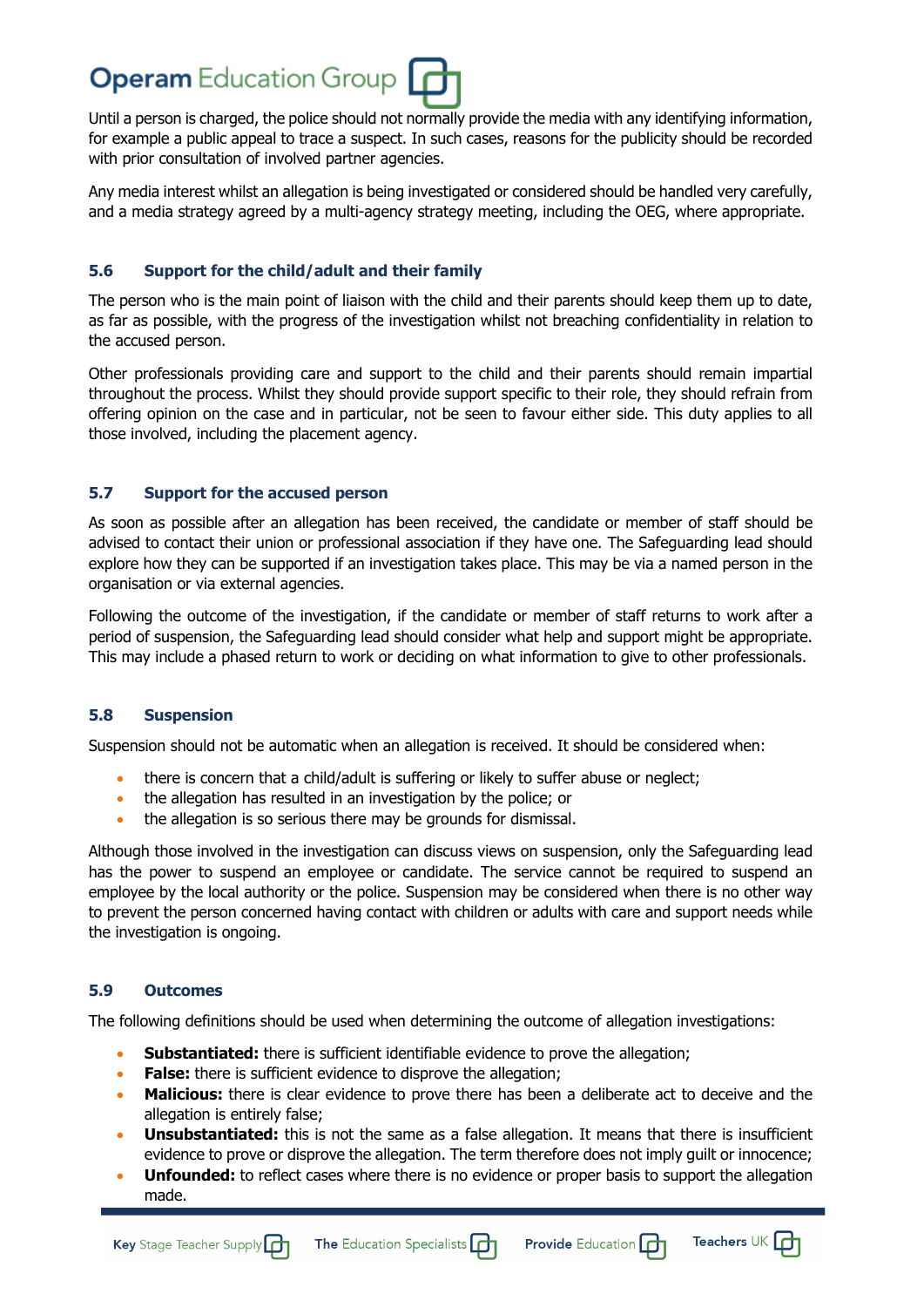Until a person is charged, the police should not normally provide the media with any identifying information, for example a public appeal to trace a suspect. In such cases, reasons for the publicity should be recorded with prior consultation of involved partner agencies.

Any media interest whilst an allegation is being investigated or considered should be handled very carefully, and a media strategy agreed by a multi-agency strategy meeting, including the OEG, where appropriate.

### 5.6 Support for the child/adult and their family

The person who is the main point of liaison with the child and their parents should keep them up to date, as far as possible, with the progress of the investigation whilst not breaching confidentiality in relation to the accused person.

Other professionals providing care and support to the child and their parents should remain impartial throughout the process. Whilst they should provide support specific to their role, they should refrain from offering opinion on the case and in particular, not be seen to favour either side. This duty applies to all those involved, including the placement agency.

### 5.7 Support for the accused person

As soon as possible after an allegation has been received, the candidate or member of staff should be advised to contact their union or professional association if they have one. The Safeguarding lead should explore how they can be supported if an investigation takes place. This may be via a named person in the organisation or via external agencies.

Following the outcome of the investigation, if the candidate or member of staff returns to work after a period of suspension, the Safeguarding lead should consider what help and support might be appropriate. This may include a phased return to work or deciding on what information to give to other professionals.

### 5.8 Suspension

Suspension should not be automatic when an allegation is received. It should be considered when:

- there is concern that a child/adult is suffering or likely to suffer abuse or neglect;
- the allegation has resulted in an investigation by the police; or
- the allegation is so serious there may be grounds for dismissal.

Although those involved in the investigation can discuss views on suspension, only the Safeguarding lead has the power to suspend an employee or candidate. The service cannot be required to suspend an employee by the local authority or the police. Suspension may be considered when there is no other way to prevent the person concerned having contact with children or adults with care and support needs while the investigation is ongoing.

### 5.9 Outcomes

The following definitions should be used when determining the outcome of allegation investigations:

- **Substantiated:** there is sufficient identifiable evidence to prove the allegation;
- **False:** there is sufficient evidence to disprove the allegation;
- **Malicious:** there is clear evidence to prove there has been a deliberate act to deceive and the allegation is entirely false;
- **Unsubstantiated:** this is not the same as a false allegation. It means that there is insufficient evidence to prove or disprove the allegation. The term therefore does not imply guilt or innocence;
- **Unfounded:** to reflect cases where there is no evidence or proper basis to support the allegation made.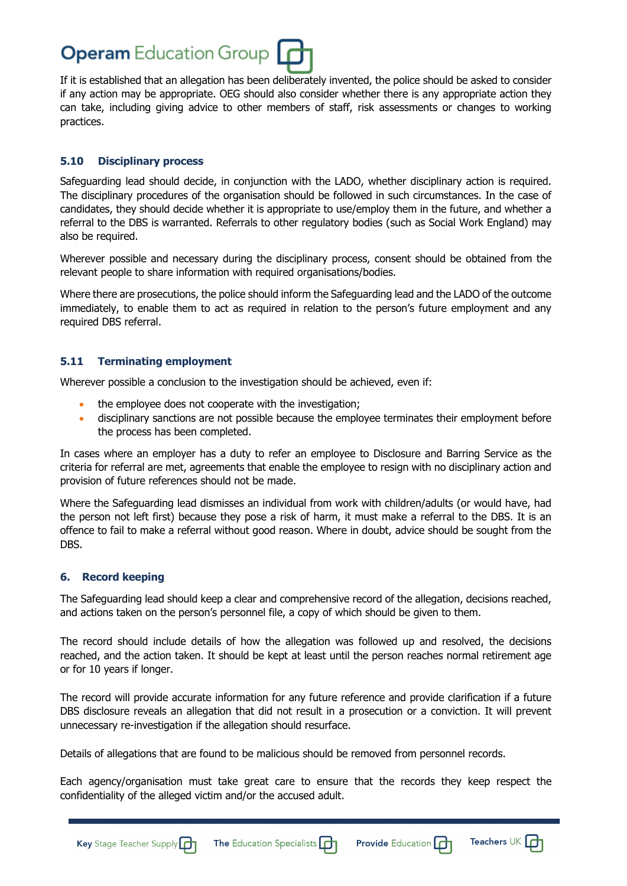If it is established that an allegation has been deliberately invented, the police should be asked to consider if any action may be appropriate. OEG should also consider whether there is any appropriate action they can take, including giving advice to other members of staff, risk assessments or changes to working practices.

### 5.10 Disciplinary process

Safeguarding lead should decide, in conjunction with the LADO, whether disciplinary action is required. The disciplinary procedures of the organisation should be followed in such circumstances. In the case of candidates, they should decide whether it is appropriate to use/employ them in the future, and whether a referral to the DBS is warranted. Referrals to other regulatory bodies (such as Social Work England) may also be required.

Wherever possible and necessary during the disciplinary process, consent should be obtained from the relevant people to share information with required organisations/bodies.

Where there are prosecutions, the police should inform the Safeguarding lead and the LADO of the outcome immediately, to enable them to act as required in relation to the person's future employment and any required DBS referral.

### 5.11 Terminating employment

Wherever possible a conclusion to the investigation should be achieved, even if:

- the employee does not cooperate with the investigation;
- disciplinary sanctions are not possible because the employee terminates their employment before the process has been completed.

In cases where an employer has a duty to refer an employee to Disclosure and Barring Service as the criteria for referral are met, agreements that enable the employee to resign with no disciplinary action and provision of future references should not be made.

Where the Safeguarding lead dismisses an individual from work with children/adults (or would have, had the person not left first) because they pose a risk of harm, it must make a referral to the DBS. It is an offence to fail to make a referral without good reason. Where in doubt, advice should be sought from the DBS.

## 6. Record keeping

The Safeguarding lead should keep a clear and comprehensive record of the allegation, decisions reached, and actions taken on the person's personnel file, a copy of which should be given to them.

The record should include details of how the allegation was followed up and resolved, the decisions reached, and the action taken. It should be kept at least until the person reaches normal retirement age or for 10 years if longer.

The record will provide accurate information for any future reference and provide clarification if a future DBS disclosure reveals an allegation that did not result in a prosecution or a conviction. It will prevent unnecessary re-investigation if the allegation should resurface.

Details of allegations that are found to be malicious should be removed from personnel records.

Each agency/organisation must take great care to ensure that the records they keep respect the confidentiality of the alleged victim and/or the accused adult.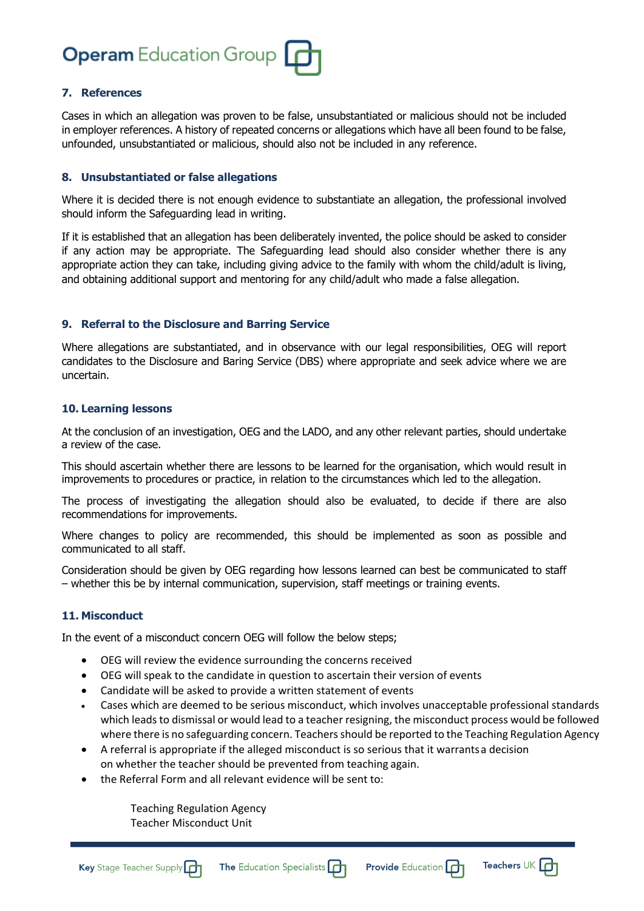## 7. References

Cases in which an allegation was proven to be false, unsubstantiated or malicious should not be included in employer references. A history of repeated concerns or allegations which have all been found to be false, unfounded, unsubstantiated or malicious, should also not be included in any reference.

## 8. Unsubstantiated or false allegations

Where it is decided there is not enough evidence to substantiate an allegation, the professional involved should inform the Safeguarding lead in writing.

If it is established that an allegation has been deliberately invented, the police should be asked to consider if any action may be appropriate. The Safeguarding lead should also consider whether there is any appropriate action they can take, including giving advice to the family with whom the child/adult is living, and obtaining additional support and mentoring for any child/adult who made a false allegation.

## 9. Referral to the Disclosure and Barring Service

Where allegations are substantiated, and in observance with our legal responsibilities, OEG will report candidates to the Disclosure and Baring Service (DBS) where appropriate and seek advice where we are uncertain.

## 10. Learning lessons

At the conclusion of an investigation, OEG and the LADO, and any other relevant parties, should undertake a review of the case.

This should ascertain whether there are lessons to be learned for the organisation, which would result in improvements to procedures or practice, in relation to the circumstances which led to the allegation.

The process of investigating the allegation should also be evaluated, to decide if there are also recommendations for improvements.

Where changes to policy are recommended, this should be implemented as soon as possible and communicated to all staff.

Consideration should be given by OEG regarding how lessons learned can best be communicated to staff – whether this be by internal communication, supervision, staff meetings or training events.

## 11. Misconduct

In the event of a misconduct concern OEG will follow the below steps;

- OEG will review the evidence surrounding the concerns received
- OEG will speak to the candidate in question to ascertain their version of events
- Candidate will be asked to provide a written statement of events
- Cases which are deemed to be serious misconduct, which involves unacceptable professional standards which leads to dismissal or would lead to a teacher resigning, the misconduct process would be followed where there is no safeguarding concern. Teachers should be reported to the Teaching Regulation Agency
- A referral is appropriate if the alleged misconduct is so serious that it warrants a decision on whether the teacher should be prevented from teaching again.
- the Referral Form and all relevant evidence will be sent to:

  Teaching Regulation Agency
  Teacher Misconduct Unit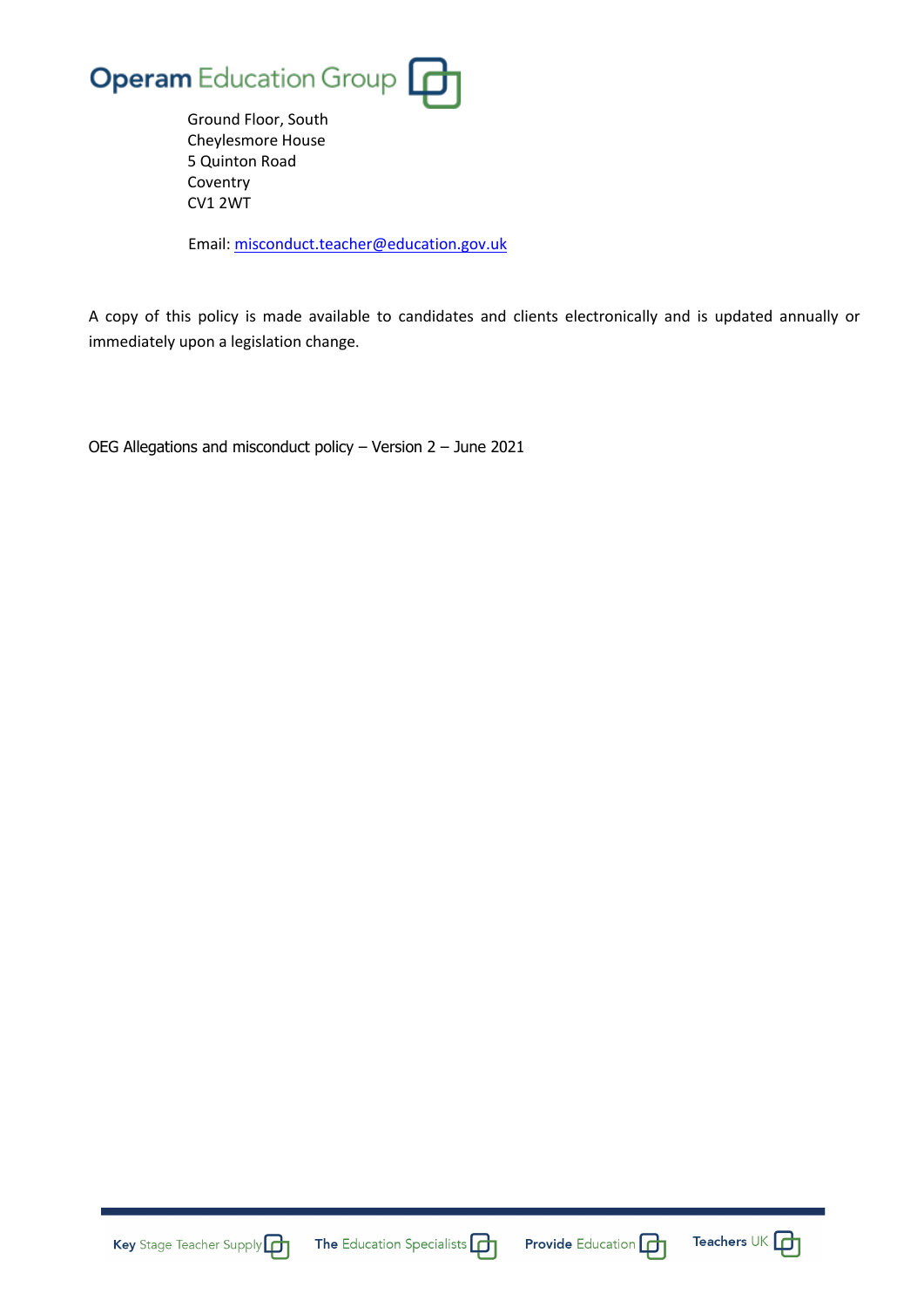Ground Floor, South
Cheylesmore House
5 Quinton Road
Coventry
CV1 2WT

Email: misconduct.teacher@education.gov.uk

A copy of this policy is made available to candidates and clients electronically and is updated annually or immediately upon a legislation change.

OEG Allegations and misconduct policy – Version 2 – June 2021